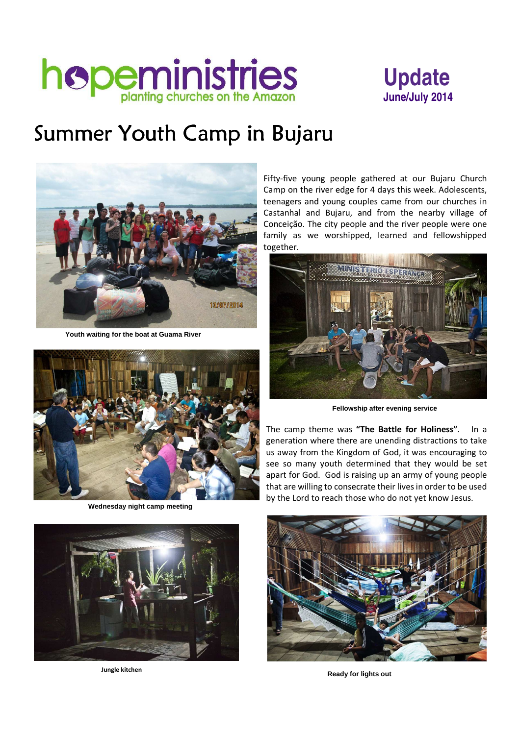# hopeministries

planting churches on the Amazon

**Update**
**June/July 2014**

## Summer Youth Camp in Bujaru

Fifty-five young people gathered at our Bujaru Church Camp on the river edge for 4 days this week. Adolescents, teenagers and young couples came from our churches in Castanhal and Bujaru, and from the nearby village of Conceição. The city people and the river people were one family as we worshipped, learned and fellowshipped together.

Youth waiting for the boat at Guama River

Fellowship after evening service

Wednesday night camp meeting

The camp theme was **"The Battle for Holiness"**. In a generation where there are unending distractions to take us away from the Kingdom of God, it was encouraging to see so many youth determined that they would be set apart for God. God is raising up an army of young people that are willing to consecrate their lives in order to be used by the Lord to reach those who do not yet know Jesus.

Jungle kitchen

Ready for lights out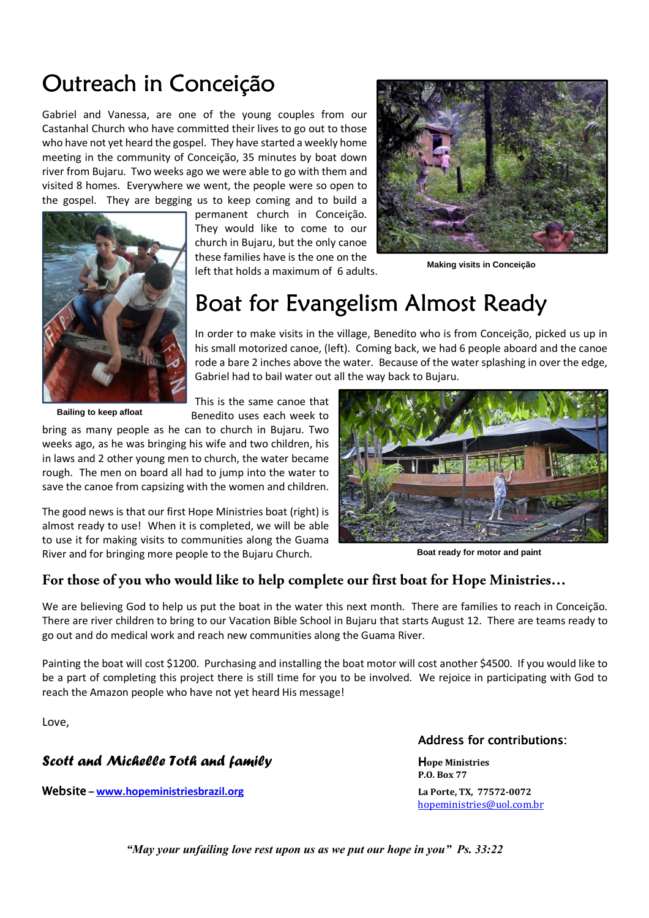# Outreach in Conceição

Gabriel and Vanessa, are one of the young couples from our Castanhal Church who have committed their lives to go out to those who have not yet heard the gospel. They have started a weekly home meeting in the community of Conceição, 35 minutes by boat down river from Bujaru. Two weeks ago we were able to go with them and visited 8 homes. Everywhere we went, the people were so open to the gospel. They are begging us to keep coming and to build a permanent church in Conceição. They would like to come to our church in Bujaru, but the only canoe these families have is the one on the left that holds a maximum of 6 adults.

Making visits in Conceição

Bailing to keep afloat

# Boat for Evangelism Almost Ready

In order to make visits in the village, Benedito who is from Conceição, picked us up in his small motorized canoe, (left). Coming back, we had 6 people aboard and the canoe rode a bare 2 inches above the water. Because of the water splashing in over the edge, Gabriel had to bail water out all the way back to Bujaru.

This is the same canoe that Benedito uses each week to bring as many people as he can to church in Bujaru. Two weeks ago, as he was bringing his wife and two children, his in laws and 2 other young men to church, the water became rough. The men on board all had to jump into the water to save the canoe from capsizing with the women and children.

The good news is that our first Hope Ministries boat (right) is almost ready to use! When it is completed, we will be able to use it for making visits to communities along the Guama River and for bringing more people to the Bujaru Church.

Boat ready for motor and paint

## For those of you who would like to help complete our first boat for Hope Ministries…

We are believing God to help us put the boat in the water this next month. There are families to reach in Conceição. There are river children to bring to our Vacation Bible School in Bujaru that starts August 12. There are teams ready to go out and do medical work and reach new communities along the Guama River.

Painting the boat will cost $1200. Purchasing and installing the boat motor will cost another $4500. If you would like to be a part of completing this project there is still time for you to be involved. We rejoice in participating with God to reach the Amazon people who have not yet heard His message!

Love,

***Scott and Michelle Toth and family***

**Website** – **www.hopeministriesbrazil.org**

Address for contributions:

**Hope Ministries**
**P.O. Box 77**
**La Porte, TX, 77572-0072**
hopeministries@uol.com.br

***"May your unfailing love rest upon us as we put our hope in you" Ps. 33:22***